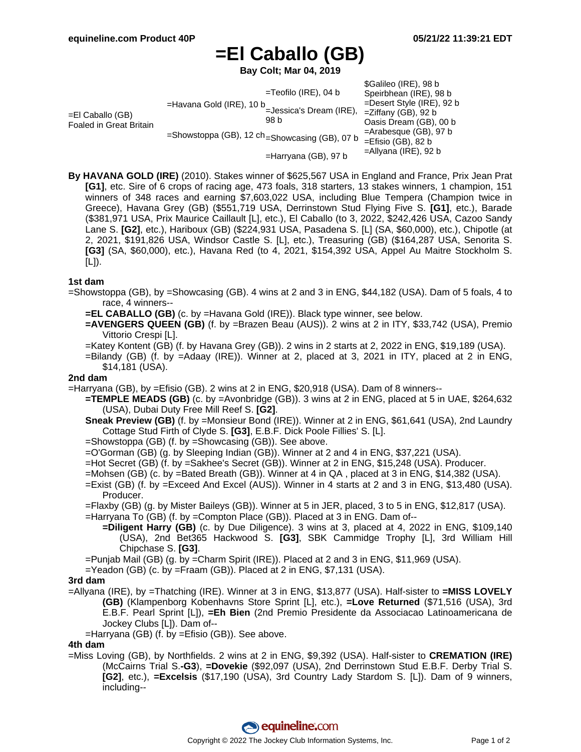# =El Caballo (GB)

**Bay Colt; Mar 04, 2019**

| | | | |
|---|---|---|---|
| =El Caballo (GB) Foaled in Great Britain | =Havana Gold (IRE), 10 b | =Teofilo (IRE), 04 b | $Galileo (IRE), 98 b |
| | | | Speirbhean (IRE), 98 b |
| | | =Jessica's Dream (IRE), 98 b | =Desert Style (IRE), 92 b |
| | | | =Ziffany (GB), 92 b |
| | =Showstoppa (GB), 12 ch | =Showcasing (GB), 07 b | Oasis Dream (GB), 00 b |
| | | | =Arabesque (GB), 97 b |
| | | =Harryana (GB), 97 b | =Efisio (GB), 82 b |
| | | | =Allyana (IRE), 92 b |

**By HAVANA GOLD (IRE)** (2010). Stakes winner of $625,567 USA in England and France, Prix Jean Prat **[G1]**, etc. Sire of 6 crops of racing age, 473 foals, 318 starters, 13 stakes winners, 1 champion, 151 winners of 348 races and earning $7,603,022 USA, including Blue Tempera (Champion twice in Greece), Havana Grey (GB) ($551,719 USA, Derrinstown Stud Flying Five S. **[G1]**, etc.), Barade ($381,971 USA, Prix Maurice Caillault [L], etc.), El Caballo (to 3, 2022, $242,426 USA, Cazoo Sandy Lane S. **[G2]**, etc.), Hariboux (GB) ($224,931 USA, Pasadena S. [L] (SA, $60,000), etc.), Chipotle (at 2, 2021, $191,826 USA, Windsor Castle S. [L], etc.), Treasuring (GB) ($164,287 USA, Senorita S. **[G3]** (SA, $60,000), etc.), Havana Red (to 4, 2021, $154,392 USA, Appel Au Maitre Stockholm S. [L]).

### 1st dam

=Showstoppa (GB), by =Showcasing (GB). 4 wins at 2 and 3 in ENG, $44,182 (USA). Dam of 5 foals, 4 to race, 4 winners--

- **=EL CABALLO (GB)** (c. by =Havana Gold (IRE)). Black type winner, see below.
- **=AVENGERS QUEEN (GB)** (f. by =Brazen Beau (AUS)). 2 wins at 2 in ITY, $33,742 (USA), Premio Vittorio Crespi [L].
- =Katey Kontent (GB) (f. by Havana Grey (GB)). 2 wins in 2 starts at 2, 2022 in ENG, $19,189 (USA).
- =Bilandy (GB) (f. by =Adaay (IRE)). Winner at 2, placed at 3, 2021 in ITY, placed at 2 in ENG, $14,181 (USA).

### 2nd dam

=Harryana (GB), by =Efisio (GB). 2 wins at 2 in ENG, $20,918 (USA). Dam of 8 winners--

- **=TEMPLE MEADS (GB)** (c. by =Avonbridge (GB)). 3 wins at 2 in ENG, placed at 5 in UAE, $264,632 (USA), Dubai Duty Free Mill Reef S. **[G2]**.
- **Sneak Preview (GB)** (f. by =Monsieur Bond (IRE)). Winner at 2 in ENG, $61,641 (USA), 2nd Laundry Cottage Stud Firth of Clyde S. **[G3]**, E.B.F. Dick Poole Fillies' S. [L].
- =Showstoppa (GB) (f. by =Showcasing (GB)). See above.
- =O'Gorman (GB) (g. by Sleeping Indian (GB)). Winner at 2 and 4 in ENG, $37,221 (USA).
- =Hot Secret (GB) (f. by =Sakhee's Secret (GB)). Winner at 2 in ENG, $15,248 (USA). Producer.
- =Mohsen (GB) (c. by =Bated Breath (GB)). Winner at 4 in QA , placed at 3 in ENG, $14,382 (USA).
- =Exist (GB) (f. by =Exceed And Excel (AUS)). Winner in 4 starts at 2 and 3 in ENG, $13,480 (USA). Producer.
- =Flaxby (GB) (g. by Mister Baileys (GB)). Winner at 5 in JER, placed, 3 to 5 in ENG, $12,817 (USA).
- =Harryana To (GB) (f. by =Compton Place (GB)). Placed at 3 in ENG. Dam of--
  - **=Diligent Harry (GB)** (c. by Due Diligence). 3 wins at 3, placed at 4, 2022 in ENG, $109,140 (USA), 2nd Bet365 Hackwood S. **[G3]**, SBK Cammidge Trophy [L], 3rd William Hill Chipchase S. **[G3]**.
- =Punjab Mail (GB) (g. by =Charm Spirit (IRE)). Placed at 2 and 3 in ENG, $11,969 (USA).
- =Yeadon (GB) (c. by =Fraam (GB)). Placed at 2 in ENG, $7,131 (USA).

### 3rd dam

=Allyana (IRE), by =Thatching (IRE). Winner at 3 in ENG, $13,877 (USA). Half-sister to **=MISS LOVELY (GB)** (Klampenborg Kobenhavns Store Sprint [L], etc.), **=Love Returned** ($71,516 (USA), 3rd E.B.F. Pearl Sprint [L]), **=Eh Bien** (2nd Premio Presidente da Associacao Latinoamericana de Jockey Clubs [L]). Dam of--

- =Harryana (GB) (f. by =Efisio (GB)). See above.

### 4th dam

=Miss Loving (GB), by Northfields. 2 wins at 2 in ENG, $9,392 (USA). Half-sister to **CREMATION (IRE)** (McCairns Trial S.**-G3**), **=Dovekie** ($92,097 (USA), 2nd Derrinstown Stud E.B.F. Derby Trial S. **[G2]**, etc.), **=Excelsis** ($17,190 (USA), 3rd Country Lady Stardom S. [L]). Dam of 9 winners, including--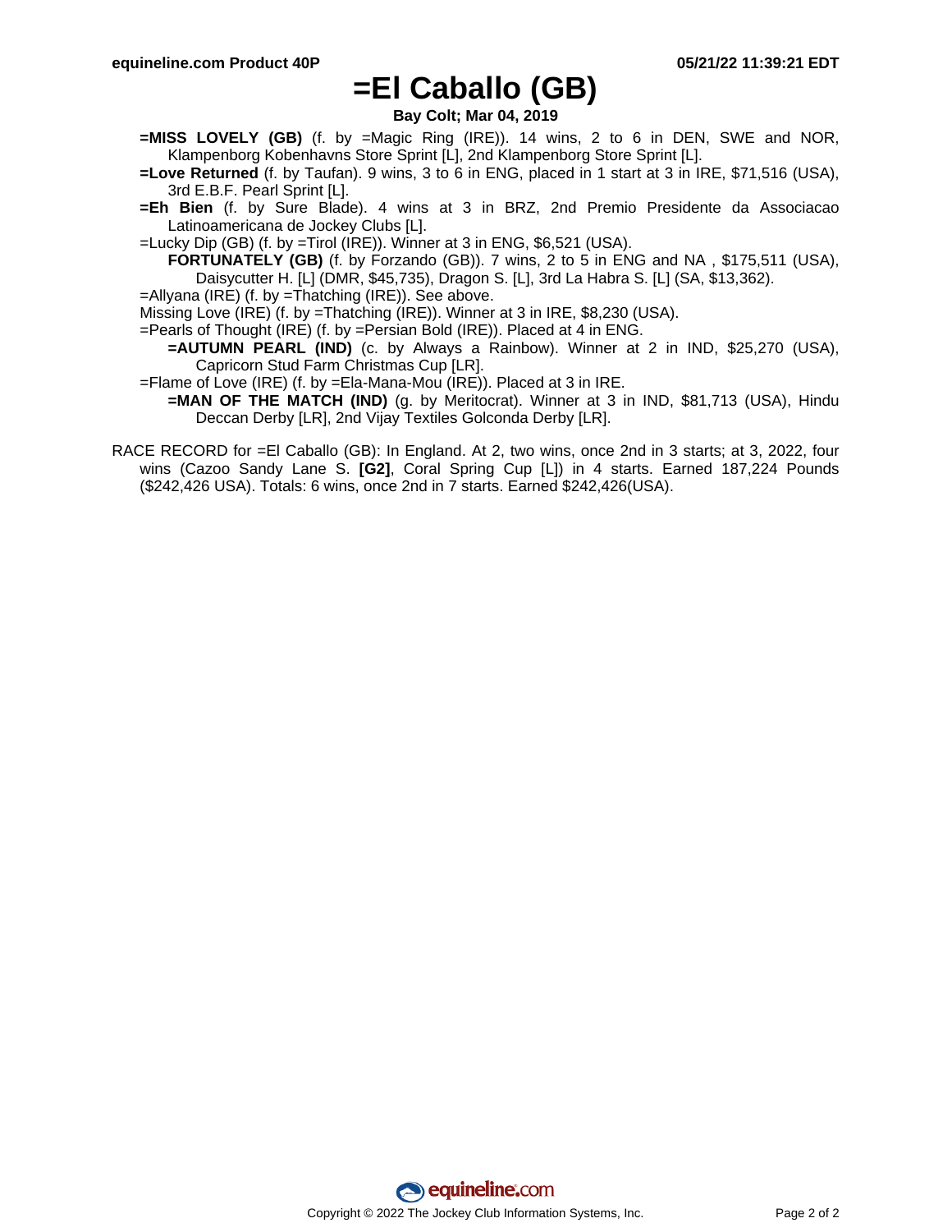# =El Caballo (GB)

**Bay Colt; Mar 04, 2019**

**=MISS LOVELY (GB)** (f. by =Magic Ring (IRE)). 14 wins, 2 to 6 in DEN, SWE and NOR, Klampenborg Kobenhavns Store Sprint [L], 2nd Klampenborg Store Sprint [L].

**=Love Returned** (f. by Taufan). 9 wins, 3 to 6 in ENG, placed in 1 start at 3 in IRE, $71,516 (USA), 3rd E.B.F. Pearl Sprint [L].

**=Eh Bien** (f. by Sure Blade). 4 wins at 3 in BRZ, 2nd Premio Presidente da Associacao Latinoamericana de Jockey Clubs [L].

=Lucky Dip (GB) (f. by =Tirol (IRE)). Winner at 3 in ENG, $6,521 (USA).

**FORTUNATELY (GB)** (f. by Forzando (GB)). 7 wins, 2 to 5 in ENG and NA , $175,511 (USA), Daisycutter H. [L] (DMR, $45,735), Dragon S. [L], 3rd La Habra S. [L] (SA, $13,362).

=Allyana (IRE) (f. by =Thatching (IRE)). See above.

Missing Love (IRE) (f. by =Thatching (IRE)). Winner at 3 in IRE, $8,230 (USA).

=Pearls of Thought (IRE) (f. by =Persian Bold (IRE)). Placed at 4 in ENG.

**=AUTUMN PEARL (IND)** (c. by Always a Rainbow). Winner at 2 in IND, $25,270 (USA), Capricorn Stud Farm Christmas Cup [LR].

=Flame of Love (IRE) (f. by =Ela-Mana-Mou (IRE)). Placed at 3 in IRE.

**=MAN OF THE MATCH (IND)** (g. by Meritocrat). Winner at 3 in IND, $81,713 (USA), Hindu Deccan Derby [LR], 2nd Vijay Textiles Golconda Derby [LR].

RACE RECORD for =El Caballo (GB): In England. At 2, two wins, once 2nd in 3 starts; at 3, 2022, four wins (Cazoo Sandy Lane S. **[G2]**, Coral Spring Cup [L]) in 4 starts. Earned 187,224 Pounds ($242,426 USA). Totals: 6 wins, once 2nd in 7 starts. Earned $242,426(USA).